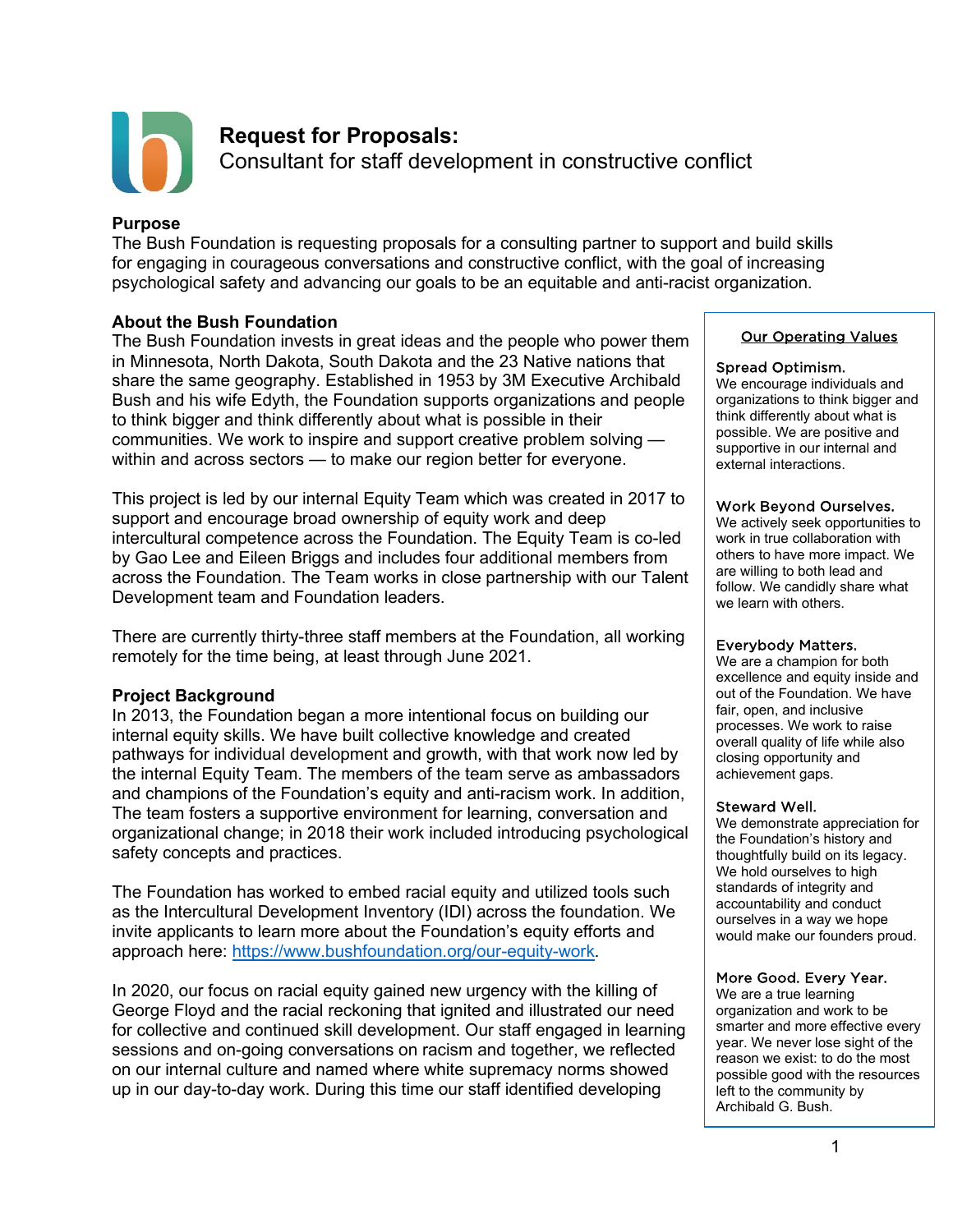# Request for Proposals:
Consultant for staff development in constructive conflict

**Purpose**
The Bush Foundation is requesting proposals for a consulting partner to support and build skills for engaging in courageous conversations and constructive conflict, with the goal of increasing psychological safety and advancing our goals to be an equitable and anti-racist organization.

**About the Bush Foundation**
The Bush Foundation invests in great ideas and the people who power them in Minnesota, North Dakota, South Dakota and the 23 Native nations that share the same geography. Established in 1953 by 3M Executive Archibald Bush and his wife Edyth, the Foundation supports organizations and people to think bigger and think differently about what is possible in their communities. We work to inspire and support creative problem solving — within and across sectors — to make our region better for everyone.

This project is led by our internal Equity Team which was created in 2017 to support and encourage broad ownership of equity work and deep intercultural competence across the Foundation. The Equity Team is co-led by Gao Lee and Eileen Briggs and includes four additional members from across the Foundation. The Team works in close partnership with our Talent Development team and Foundation leaders.

There are currently thirty-three staff members at the Foundation, all working remotely for the time being, at least through June 2021.

**Project Background**
In 2013, the Foundation began a more intentional focus on building our internal equity skills. We have built collective knowledge and created pathways for individual development and growth, with that work now led by the internal Equity Team. The members of the team serve as ambassadors and champions of the Foundation's equity and anti-racism work. In addition, The team fosters a supportive environment for learning, conversation and organizational change; in 2018 their work included introducing psychological safety concepts and practices.

The Foundation has worked to embed racial equity and utilized tools such as the Intercultural Development Inventory (IDI) across the foundation. We invite applicants to learn more about the Foundation's equity efforts and approach here: [https://www.bushfoundation.org/our-equity-work](https://www.bushfoundation.org/our-equity-work).

In 2020, our focus on racial equity gained new urgency with the killing of George Floyd and the racial reckoning that ignited and illustrated our need for collective and continued skill development. Our staff engaged in learning sessions and on-going conversations on racism and together, we reflected on our internal culture and named where white supremacy norms showed up in our day-to-day work. During this time our staff identified developing

---

**Our Operating Values**

**Spread Optimism.**
We encourage individuals and organizations to think bigger and think differently about what is possible. We are positive and supportive in our internal and external interactions.

**Work Beyond Ourselves.**
We actively seek opportunities to work in true collaboration with others to have more impact. We are willing to both lead and follow. We candidly share what we learn with others.

**Everybody Matters.**
We are a champion for both excellence and equity inside and out of the Foundation. We have fair, open, and inclusive processes. We work to raise overall quality of life while also closing opportunity and achievement gaps.

**Steward Well.**
We demonstrate appreciation for the Foundation's history and thoughtfully build on its legacy. We hold ourselves to high standards of integrity and accountability and conduct ourselves in a way we hope would make our founders proud.

**More Good. Every Year.**
We are a true learning organization and work to be smarter and more effective every year. We never lose sight of the reason we exist: to do the most possible good with the resources left to the community by Archibald G. Bush.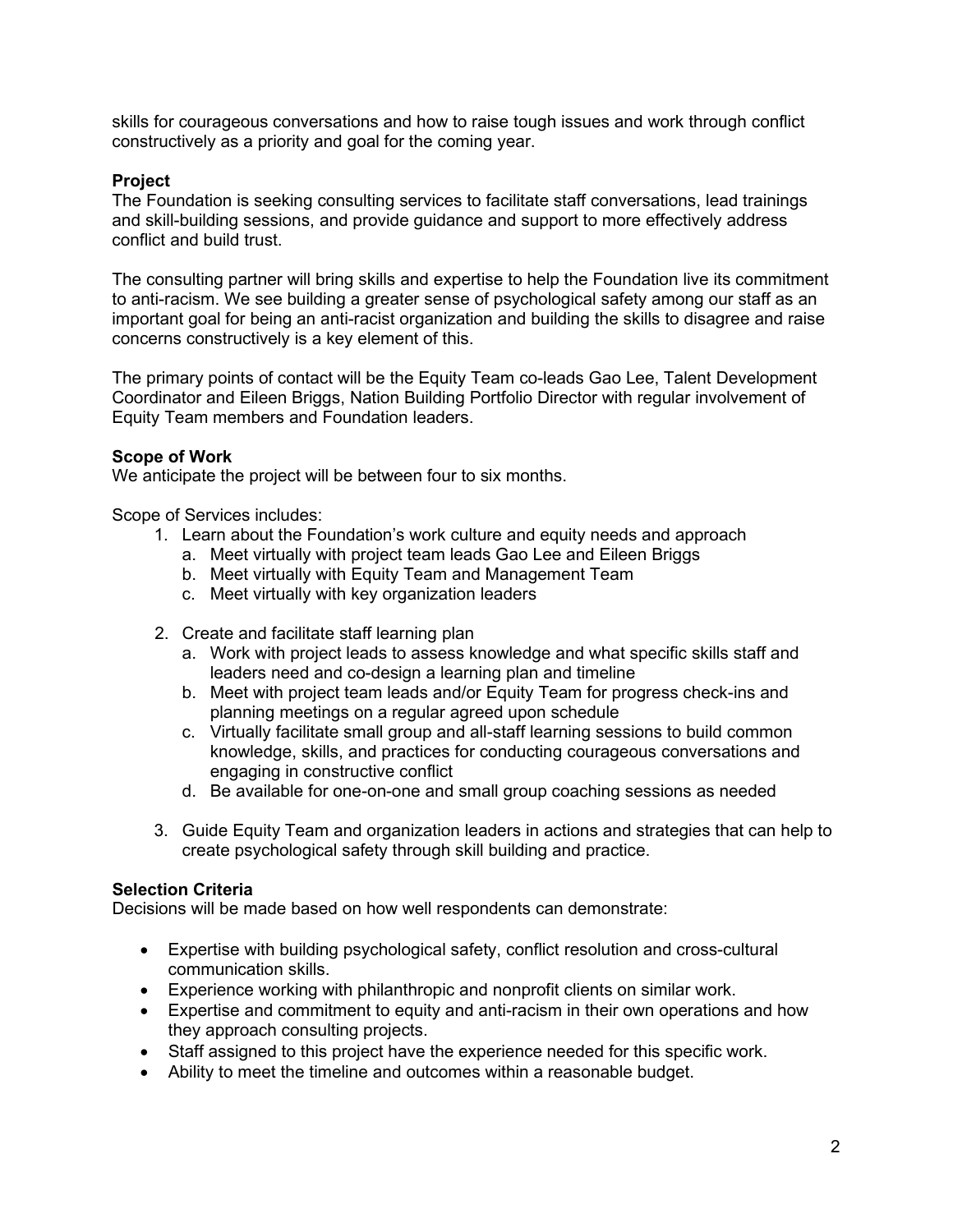skills for courageous conversations and how to raise tough issues and work through conflict constructively as a priority and goal for the coming year.

**Project**

The Foundation is seeking consulting services to facilitate staff conversations, lead trainings and skill-building sessions, and provide guidance and support to more effectively address conflict and build trust.

The consulting partner will bring skills and expertise to help the Foundation live its commitment to anti-racism. We see building a greater sense of psychological safety among our staff as an important goal for being an anti-racist organization and building the skills to disagree and raise concerns constructively is a key element of this.

The primary points of contact will be the Equity Team co-leads Gao Lee, Talent Development Coordinator and Eileen Briggs, Nation Building Portfolio Director with regular involvement of Equity Team members and Foundation leaders.

**Scope of Work**

We anticipate the project will be between four to six months.

Scope of Services includes:

1. Learn about the Foundation's work culture and equity needs and approach
   a. Meet virtually with project team leads Gao Lee and Eileen Briggs
   b. Meet virtually with Equity Team and Management Team
   c. Meet virtually with key organization leaders

2. Create and facilitate staff learning plan
   a. Work with project leads to assess knowledge and what specific skills staff and leaders need and co-design a learning plan and timeline
   b. Meet with project team leads and/or Equity Team for progress check-ins and planning meetings on a regular agreed upon schedule
   c. Virtually facilitate small group and all-staff learning sessions to build common knowledge, skills, and practices for conducting courageous conversations and engaging in constructive conflict
   d. Be available for one-on-one and small group coaching sessions as needed

3. Guide Equity Team and organization leaders in actions and strategies that can help to create psychological safety through skill building and practice.

**Selection Criteria**

Decisions will be made based on how well respondents can demonstrate:

- Expertise with building psychological safety, conflict resolution and cross-cultural communication skills.
- Experience working with philanthropic and nonprofit clients on similar work.
- Expertise and commitment to equity and anti-racism in their own operations and how they approach consulting projects.
- Staff assigned to this project have the experience needed for this specific work.
- Ability to meet the timeline and outcomes within a reasonable budget.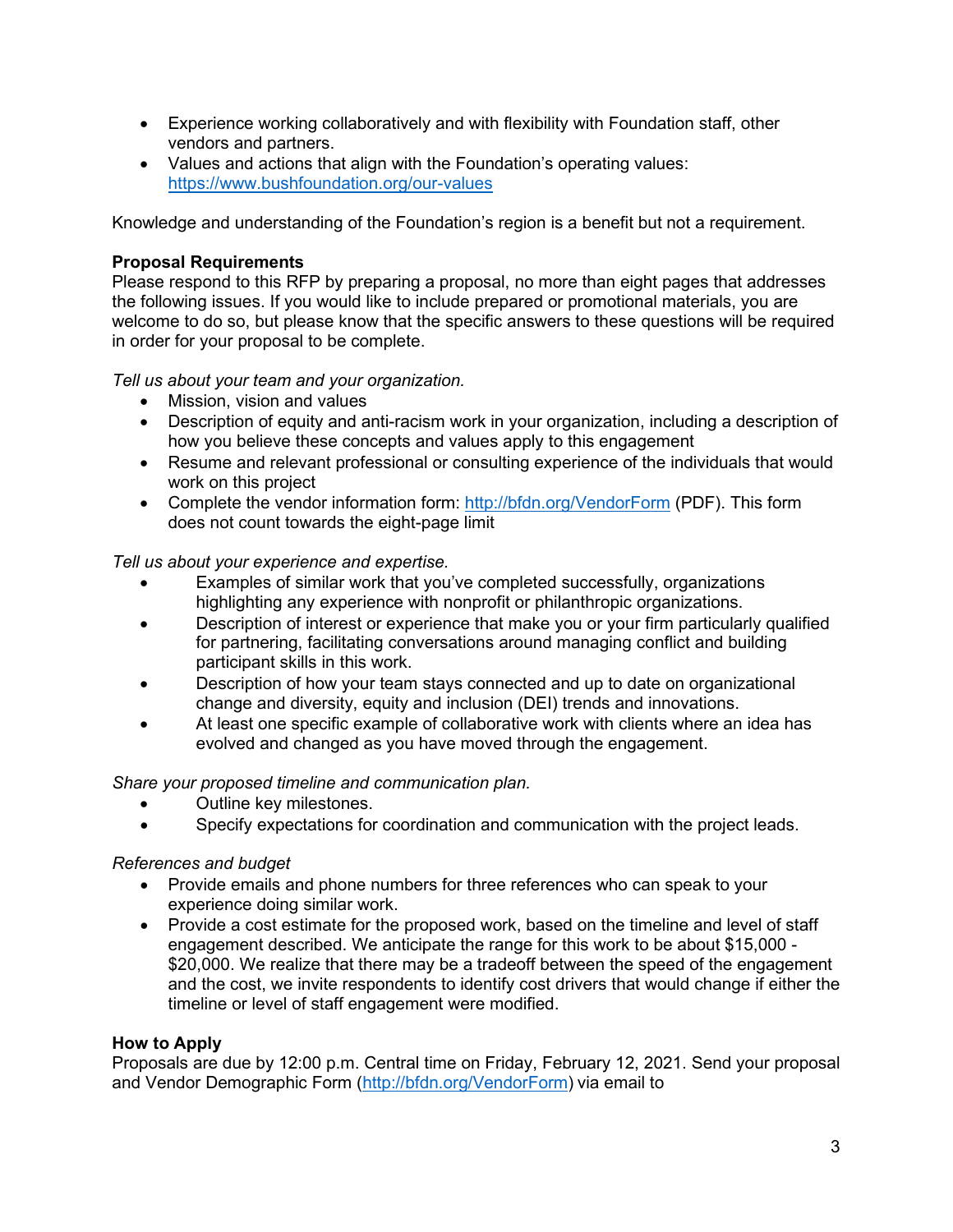- Experience working collaboratively and with flexibility with Foundation staff, other vendors and partners.
- Values and actions that align with the Foundation's operating values: https://www.bushfoundation.org/our-values

Knowledge and understanding of the Foundation's region is a benefit but not a requirement.

**Proposal Requirements**
Please respond to this RFP by preparing a proposal, no more than eight pages that addresses the following issues. If you would like to include prepared or promotional materials, you are welcome to do so, but please know that the specific answers to these questions will be required in order for your proposal to be complete.

*Tell us about your team and your organization.*

- Mission, vision and values
- Description of equity and anti-racism work in your organization, including a description of how you believe these concepts and values apply to this engagement
- Resume and relevant professional or consulting experience of the individuals that would work on this project
- Complete the vendor information form: http://bfdn.org/VendorForm (PDF). This form does not count towards the eight-page limit

*Tell us about your experience and expertise.*

- Examples of similar work that you've completed successfully, organizations highlighting any experience with nonprofit or philanthropic organizations.
- Description of interest or experience that make you or your firm particularly qualified for partnering, facilitating conversations around managing conflict and building participant skills in this work.
- Description of how your team stays connected and up to date on organizational change and diversity, equity and inclusion (DEI) trends and innovations.
- At least one specific example of collaborative work with clients where an idea has evolved and changed as you have moved through the engagement.

*Share your proposed timeline and communication plan.*

- Outline key milestones.
- Specify expectations for coordination and communication with the project leads.

*References and budget*

- Provide emails and phone numbers for three references who can speak to your experience doing similar work.
- Provide a cost estimate for the proposed work, based on the timeline and level of staff engagement described. We anticipate the range for this work to be about $15,000 - $20,000. We realize that there may be a tradeoff between the speed of the engagement and the cost, we invite respondents to identify cost drivers that would change if either the timeline or level of staff engagement were modified.

**How to Apply**
Proposals are due by 12:00 p.m. Central time on Friday, February 12, 2021. Send your proposal and Vendor Demographic Form (http://bfdn.org/VendorForm) via email to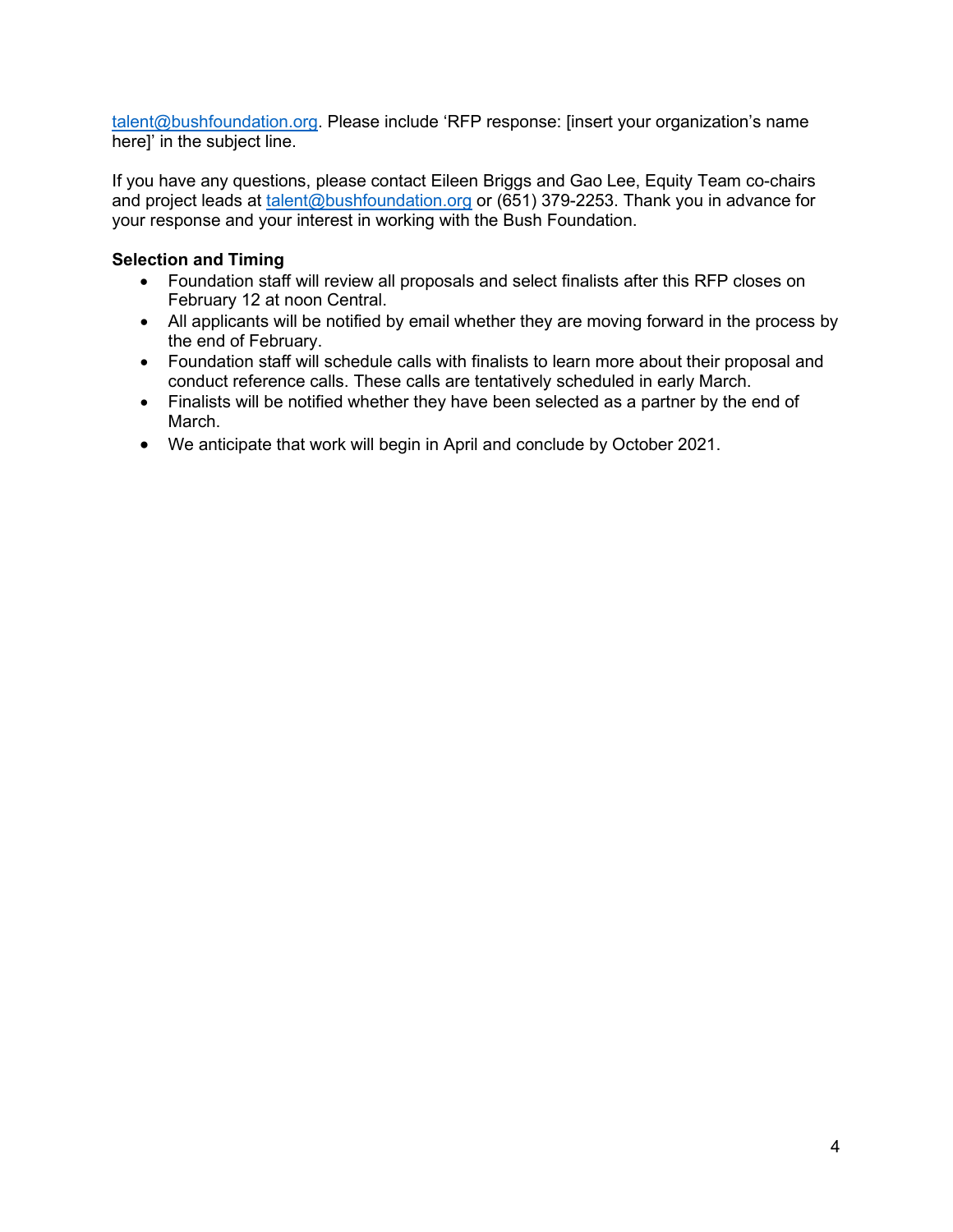talent@bushfoundation.org. Please include 'RFP response: [insert your organization's name here]' in the subject line.

If you have any questions, please contact Eileen Briggs and Gao Lee, Equity Team co-chairs and project leads at talent@bushfoundation.org or (651) 379-2253. Thank you in advance for your response and your interest in working with the Bush Foundation.

**Selection and Timing**

- Foundation staff will review all proposals and select finalists after this RFP closes on February 12 at noon Central.
- All applicants will be notified by email whether they are moving forward in the process by the end of February.
- Foundation staff will schedule calls with finalists to learn more about their proposal and conduct reference calls. These calls are tentatively scheduled in early March.
- Finalists will be notified whether they have been selected as a partner by the end of March.
- We anticipate that work will begin in April and conclude by October 2021.